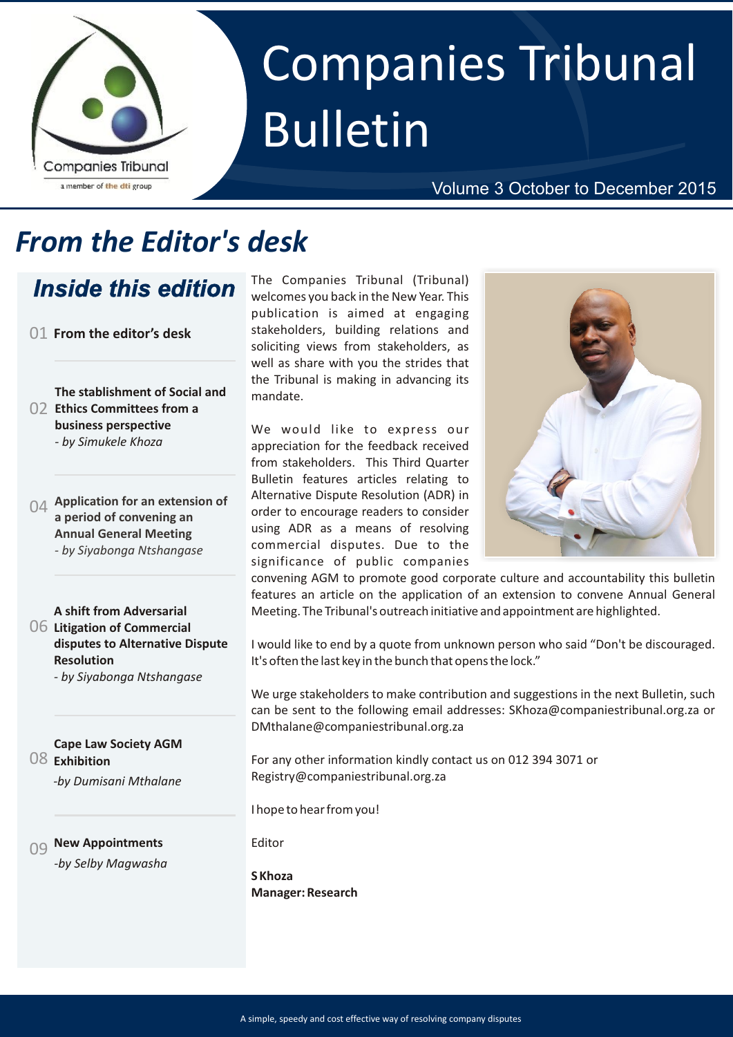# Companies Tribunal Bulletin

Companies Tribunal

a member of the dti group

Volume 3 October to December 2015

## From the Editor's desk

### Inside this edition

01 **From the editor's desk**

02 **The stablishment of Social and Ethics Committees from a business perspective**
*- by Simukele Khoza*

04 **Application for an extension of a period of convening an Annual General Meeting**
*- by Siyabonga Ntshangase*

06 **A shift from Adversarial Litigation of Commercial disputes to Alternative Dispute Resolution**
*- by Siyabonga Ntshangase*

08 **Cape Law Society AGM Exhibition**
*-by Dumisani Mthalane*

09 **New Appointments**
*-by Selby Magwasha*

The Companies Tribunal (Tribunal) welcomes you back in the New Year. This publication is aimed at engaging stakeholders, building relations and soliciting views from stakeholders, as well as share with you the strides that the Tribunal is making in advancing its mandate.

We would like to express our appreciation for the feedback received from stakeholders. This Third Quarter Bulletin features articles relating to Alternative Dispute Resolution (ADR) in order to encourage readers to consider using ADR as a means of resolving commercial disputes. Due to the significance of public companies convening AGM to promote good corporate culture and accountability this bulletin features an article on the application of an extension to convene Annual General Meeting. The Tribunal's outreach initiative and appointment are highlighted.

I would like to end by a quote from unknown person who said "Don't be discouraged. It's often the last key in the bunch that opens the lock."

We urge stakeholders to make contribution and suggestions in the next Bulletin, such can be sent to the following email addresses: SKhoza@companiestribunal.org.za or DMthalane@companiestribunal.org.za

For any other information kindly contact us on 012 394 3071 or Registry@companiestribunal.org.za

I hope to hear from you!

Editor

**S Khoza**
**Manager: Research**

A simple, speedy and cost effective way of resolving company disputes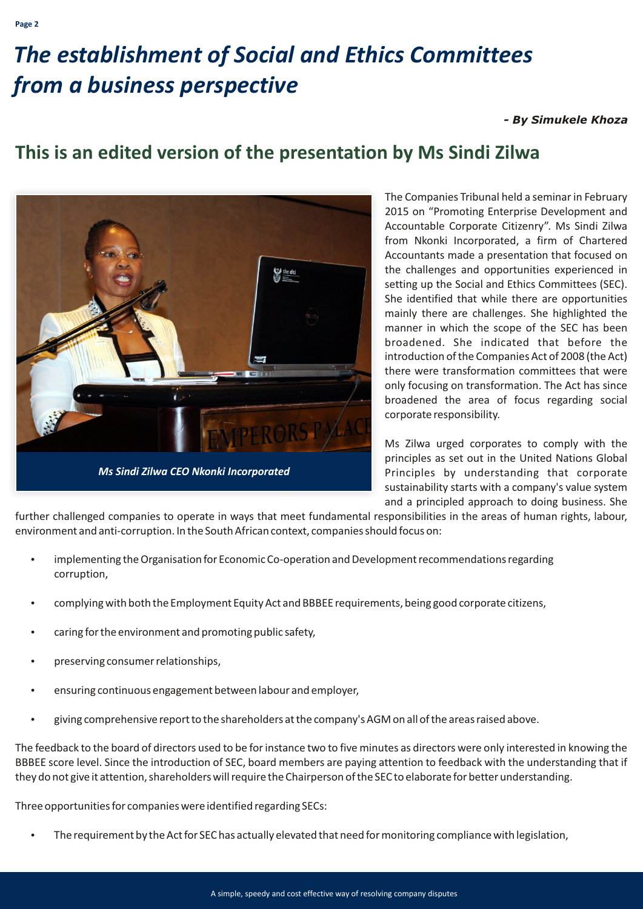# *The establishment of Social and Ethics Committees from a business perspective*

***- By Simukele Khoza***

## This is an edited version of the presentation by Ms Sindi Zilwa

*Ms Sindi Zilwa CEO Nkonki Incorporated*

The Companies Tribunal held a seminar in February 2015 on "Promoting Enterprise Development and Accountable Corporate Citizenry". Ms Sindi Zilwa from Nkonki Incorporated, a firm of Chartered Accountants made a presentation that focused on the challenges and opportunities experienced in setting up the Social and Ethics Committees (SEC). She identified that while there are opportunities mainly there are challenges. She highlighted the manner in which the scope of the SEC has been broadened. She indicated that before the introduction of the Companies Act of 2008 (the Act) there were transformation committees that were only focusing on transformation. The Act has since broadened the area of focus regarding social corporate responsibility.

Ms Zilwa urged corporates to comply with the principles as set out in the United Nations Global Principles by understanding that corporate sustainability starts with a company's value system and a principled approach to doing business. She further challenged companies to operate in ways that meet fundamental responsibilities in the areas of human rights, labour, environment and anti-corruption. In the South African context, companies should focus on:

- implementing the Organisation for Economic Co-operation and Development recommendations regarding corruption,
- complying with both the Employment Equity Act and BBBEE requirements, being good corporate citizens,
- caring for the environment and promoting public safety,
- preserving consumer relationships,
- ensuring continuous engagement between labour and employer,
- giving comprehensive report to the shareholders at the company's AGM on all of the areas raised above.

The feedback to the board of directors used to be for instance two to five minutes as directors were only interested in knowing the BBBEE score level. Since the introduction of SEC, board members are paying attention to feedback with the understanding that if they do not give it attention, shareholders will require the Chairperson of the SEC to elaborate for better understanding.

Three opportunities for companies were identified regarding SECs:

- The requirement by the Act for SEC has actually elevated that need for monitoring compliance with legislation,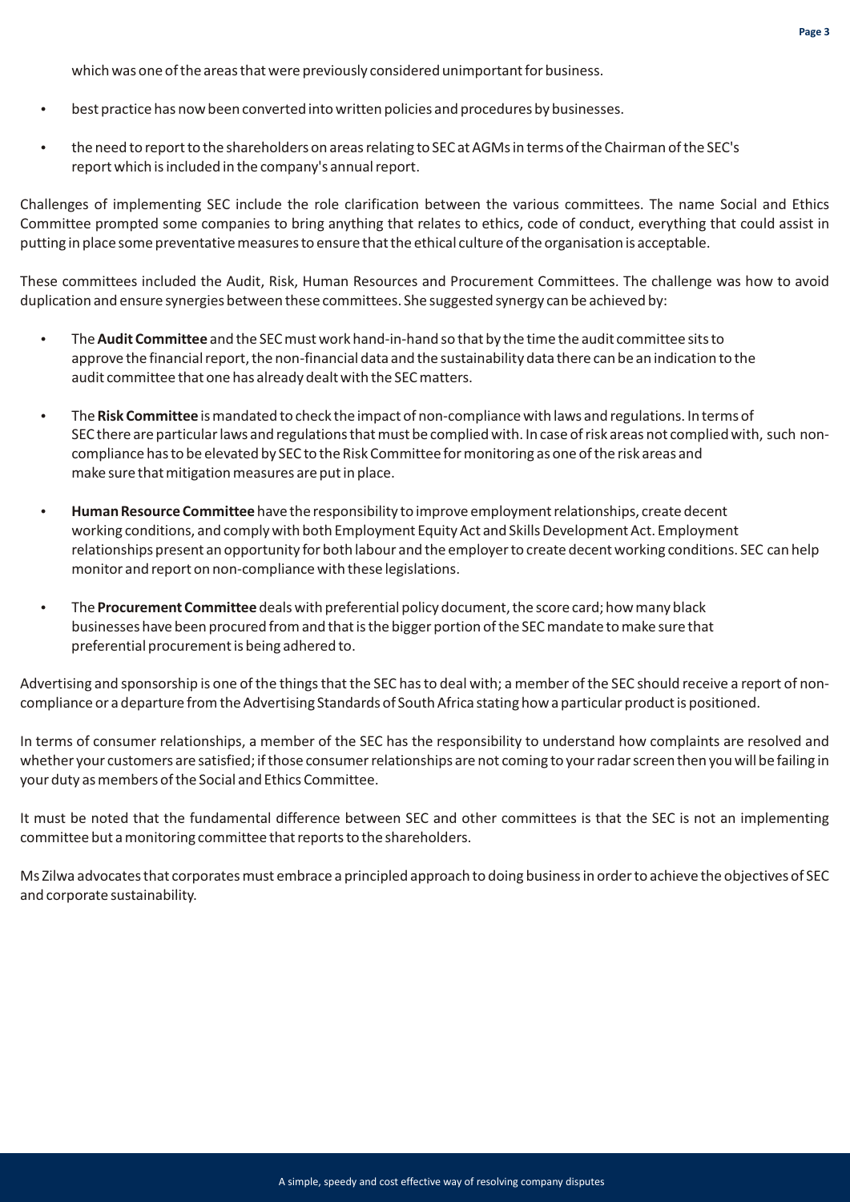which was one of the areas that were previously considered unimportant for business.

- best practice has now been converted into written policies and procedures by businesses.
- the need to report to the shareholders on areas relating to SEC at AGMs in terms of the Chairman of the SEC's report which is included in the company's annual report.

Challenges of implementing SEC include the role clarification between the various committees. The name Social and Ethics Committee prompted some companies to bring anything that relates to ethics, code of conduct, everything that could assist in putting in place some preventative measures to ensure that the ethical culture of the organisation is acceptable.

These committees included the Audit, Risk, Human Resources and Procurement Committees. The challenge was how to avoid duplication and ensure synergies between these committees. She suggested synergy can be achieved by:

- The **Audit Committee** and the SEC must work hand-in-hand so that by the time the audit committee sits to approve the financial report, the non-financial data and the sustainability data there can be an indication to the audit committee that one has already dealt with the SEC matters.
- The **Risk Committee** is mandated to check the impact of non-compliance with laws and regulations. In terms of SEC there are particular laws and regulations that must be complied with. In case of risk areas not complied with, such non-compliance has to be elevated by SEC to the Risk Committee for monitoring as one of the risk areas and make sure that mitigation measures are put in place.
- **Human Resource Committee** have the responsibility to improve employment relationships, create decent working conditions, and comply with both Employment Equity Act and Skills Development Act. Employment relationships present an opportunity for both labour and the employer to create decent working conditions. SEC can help monitor and report on non-compliance with these legislations.
- The **Procurement Committee** deals with preferential policy document, the score card; how many black businesses have been procured from and that is the bigger portion of the SEC mandate to make sure that preferential procurement is being adhered to.

Advertising and sponsorship is one of the things that the SEC has to deal with; a member of the SEC should receive a report of non-compliance or a departure from the Advertising Standards of South Africa stating how a particular product is positioned.

In terms of consumer relationships, a member of the SEC has the responsibility to understand how complaints are resolved and whether your customers are satisfied; if those consumer relationships are not coming to your radar screen then you will be failing in your duty as members of the Social and Ethics Committee.

It must be noted that the fundamental difference between SEC and other committees is that the SEC is not an implementing committee but a monitoring committee that reports to the shareholders.

Ms Zilwa advocates that corporates must embrace a principled approach to doing business in order to achieve the objectives of SEC and corporate sustainability.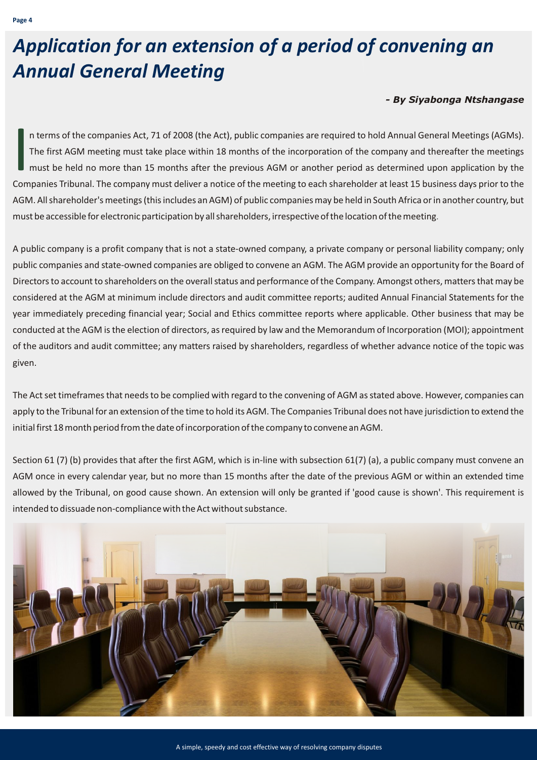# *Application for an extension of a period of convening an Annual General Meeting*

***- By Siyabonga Ntshangase***

In terms of the companies Act, 71 of 2008 (the Act), public companies are required to hold Annual General Meetings (AGMs). The first AGM meeting must take place within 18 months of the incorporation of the company and thereafter the meetings must be held no more than 15 months after the previous AGM or another period as determined upon application by the Companies Tribunal. The company must deliver a notice of the meeting to each shareholder at least 15 business days prior to the AGM. All shareholder's meetings (this includes an AGM) of public companies may be held in South Africa or in another country, but must be accessible for electronic participation by all shareholders, irrespective of the location of the meeting.

A public company is a profit company that is not a state-owned company, a private company or personal liability company; only public companies and state-owned companies are obliged to convene an AGM. The AGM provide an opportunity for the Board of Directors to account to shareholders on the overall status and performance of the Company. Amongst others, matters that may be considered at the AGM at minimum include directors and audit committee reports; audited Annual Financial Statements for the year immediately preceding financial year; Social and Ethics committee reports where applicable. Other business that may be conducted at the AGM is the election of directors, as required by law and the Memorandum of Incorporation (MOI); appointment of the auditors and audit committee; any matters raised by shareholders, regardless of whether advance notice of the topic was given.

The Act set timeframes that needs to be complied with regard to the convening of AGM as stated above. However, companies can apply to the Tribunal for an extension of the time to hold its AGM. The Companies Tribunal does not have jurisdiction to extend the initial first 18 month period from the date of incorporation of the company to convene an AGM.

Section 61 (7) (b) provides that after the first AGM, which is in-line with subsection 61(7) (a), a public company must convene an AGM once in every calendar year, but no more than 15 months after the date of the previous AGM or within an extended time allowed by the Tribunal, on good cause shown. An extension will only be granted if 'good cause is shown'. This requirement is intended to dissuade non-compliance with the Act without substance.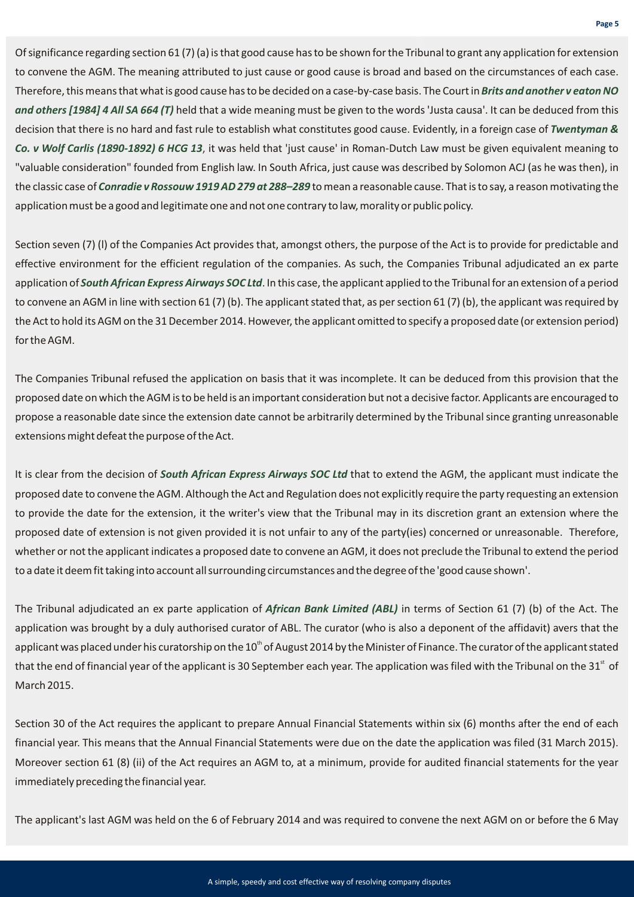Of significance regarding section 61 (7) (a) is that good cause has to be shown for the Tribunal to grant any application for extension to convene the AGM. The meaning attributed to just cause or good cause is broad and based on the circumstances of each case. Therefore, this means that what is good cause has to be decided on a case-by-case basis. The Court in ***Brits and another v eaton NO and others [1984] 4 All SA 664 (T)*** held that a wide meaning must be given to the words 'Justa causa'. It can be deduced from this decision that there is no hard and fast rule to establish what constitutes good cause. Evidently, in a foreign case of ***Twentyman & Co. v Wolf Carlis (1890-1892) 6 HCG 13***, it was held that 'just cause' in Roman-Dutch Law must be given equivalent meaning to "valuable consideration" founded from English law. In South Africa, just cause was described by Solomon ACJ (as he was then), in the classic case of ***Conradie v Rossouw 1919 AD 279 at 288–289*** to mean a reasonable cause. That is to say, a reason motivating the application must be a good and legitimate one and not one contrary to law, morality or public policy.

Section seven (7) (l) of the Companies Act provides that, amongst others, the purpose of the Act is to provide for predictable and effective environment for the efficient regulation of the companies. As such, the Companies Tribunal adjudicated an ex parte application of ***South African Express Airways SOC Ltd***. In this case, the applicant applied to the Tribunal for an extension of a period to convene an AGM in line with section 61 (7) (b). The applicant stated that, as per section 61 (7) (b), the applicant was required by the Act to hold its AGM on the 31 December 2014. However, the applicant omitted to specify a proposed date (or extension period) for the AGM.

The Companies Tribunal refused the application on basis that it was incomplete. It can be deduced from this provision that the proposed date on which the AGM is to be held is an important consideration but not a decisive factor. Applicants are encouraged to propose a reasonable date since the extension date cannot be arbitrarily determined by the Tribunal since granting unreasonable extensions might defeat the purpose of the Act.

It is clear from the decision of ***South African Express Airways SOC Ltd*** that to extend the AGM, the applicant must indicate the proposed date to convene the AGM. Although the Act and Regulation does not explicitly require the party requesting an extension to provide the date for the extension, it the writer's view that the Tribunal may in its discretion grant an extension where the proposed date of extension is not given provided it is not unfair to any of the party(ies) concerned or unreasonable. Therefore, whether or not the applicant indicates a proposed date to convene an AGM, it does not preclude the Tribunal to extend the period to a date it deem fit taking into account all surrounding circumstances and the degree of the 'good cause shown'.

The Tribunal adjudicated an ex parte application of ***African Bank Limited (ABL)*** in terms of Section 61 (7) (b) of the Act. The application was brought by a duly authorised curator of ABL. The curator (who is also a deponent of the affidavit) avers that the applicant was placed under his curatorship on the 10th of August 2014 by the Minister of Finance. The curator of the applicant stated that the end of financial year of the applicant is 30 September each year. The application was filed with the Tribunal on the 31st of March 2015.

Section 30 of the Act requires the applicant to prepare Annual Financial Statements within six (6) months after the end of each financial year. This means that the Annual Financial Statements were due on the date the application was filed (31 March 2015). Moreover section 61 (8) (ii) of the Act requires an AGM to, at a minimum, provide for audited financial statements for the year immediately preceding the financial year.

The applicant's last AGM was held on the 6 of February 2014 and was required to convene the next AGM on or before the 6 May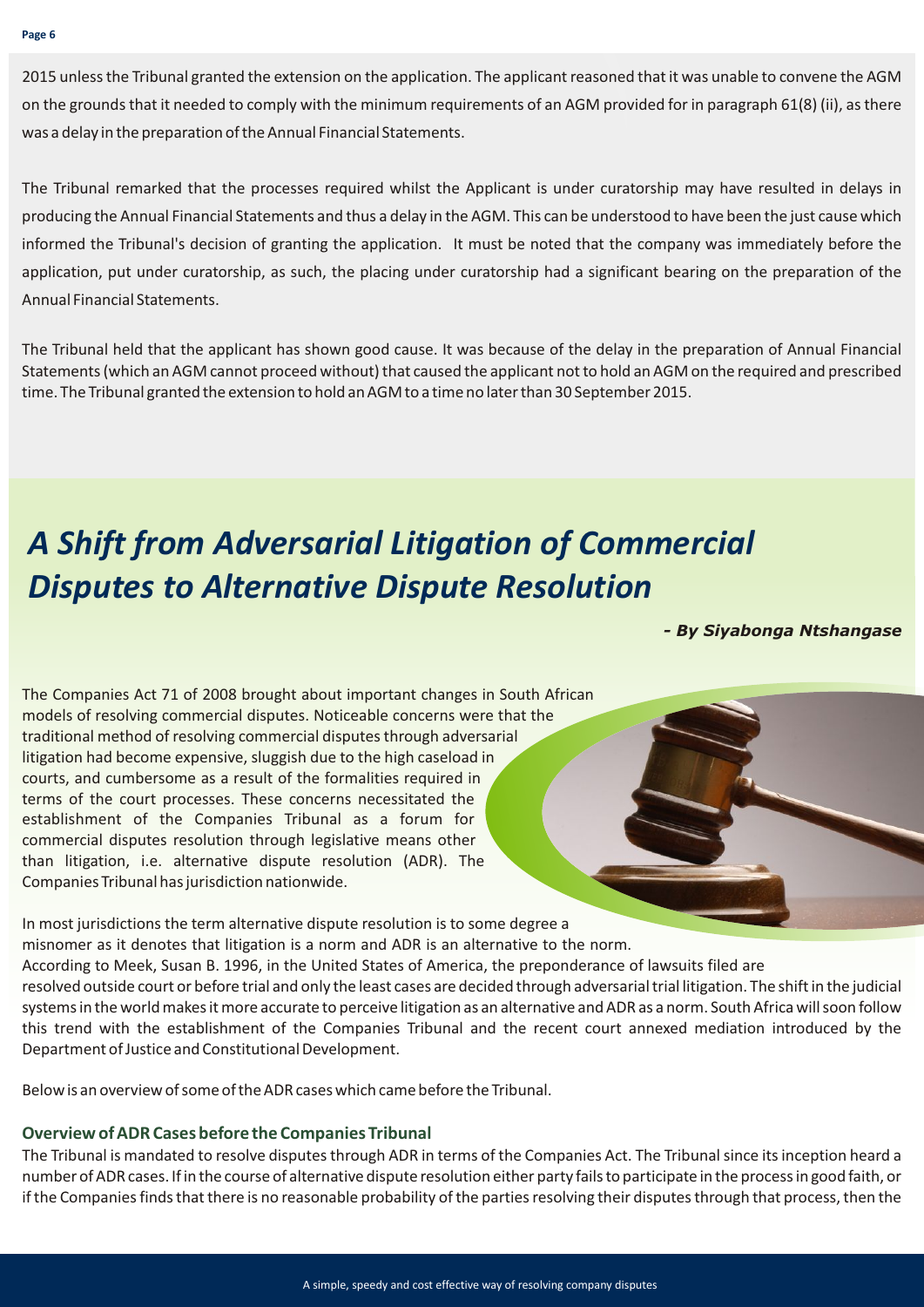2015 unless the Tribunal granted the extension on the application. The applicant reasoned that it was unable to convene the AGM on the grounds that it needed to comply with the minimum requirements of an AGM provided for in paragraph 61(8) (ii), as there was a delay in the preparation of the Annual Financial Statements.

The Tribunal remarked that the processes required whilst the Applicant is under curatorship may have resulted in delays in producing the Annual Financial Statements and thus a delay in the AGM. This can be understood to have been the just cause which informed the Tribunal's decision of granting the application. It must be noted that the company was immediately before the application, put under curatorship, as such, the placing under curatorship had a significant bearing on the preparation of the Annual Financial Statements.

The Tribunal held that the applicant has shown good cause. It was because of the delay in the preparation of Annual Financial Statements (which an AGM cannot proceed without) that caused the applicant not to hold an AGM on the required and prescribed time. The Tribunal granted the extension to hold an AGM to a time no later than 30 September 2015.

# *A Shift from Adversarial Litigation of Commercial Disputes to Alternative Dispute Resolution*

***- By Siyabonga Ntshangase***

The Companies Act 71 of 2008 brought about important changes in South African models of resolving commercial disputes. Noticeable concerns were that the traditional method of resolving commercial disputes through adversarial litigation had become expensive, sluggish due to the high caseload in courts, and cumbersome as a result of the formalities required in terms of the court processes. These concerns necessitated the establishment of the Companies Tribunal as a forum for commercial disputes resolution through legislative means other than litigation, i.e. alternative dispute resolution (ADR). The Companies Tribunal has jurisdiction nationwide.

In most jurisdictions the term alternative dispute resolution is to some degree a misnomer as it denotes that litigation is a norm and ADR is an alternative to the norm. According to Meek, Susan B. 1996, in the United States of America, the preponderance of lawsuits filed are resolved outside court or before trial and only the least cases are decided through adversarial trial litigation. The shift in the judicial systems in the world makes it more accurate to perceive litigation as an alternative and ADR as a norm. South Africa will soon follow this trend with the establishment of the Companies Tribunal and the recent court annexed mediation introduced by the Department of Justice and Constitutional Development.

Below is an overview of some of the ADR cases which came before the Tribunal.

### Overview of ADR Cases before the Companies Tribunal

The Tribunal is mandated to resolve disputes through ADR in terms of the Companies Act. The Tribunal since its inception heard a number of ADR cases. If in the course of alternative dispute resolution either party fails to participate in the process in good faith, or if the Companies finds that there is no reasonable probability of the parties resolving their disputes through that process, then the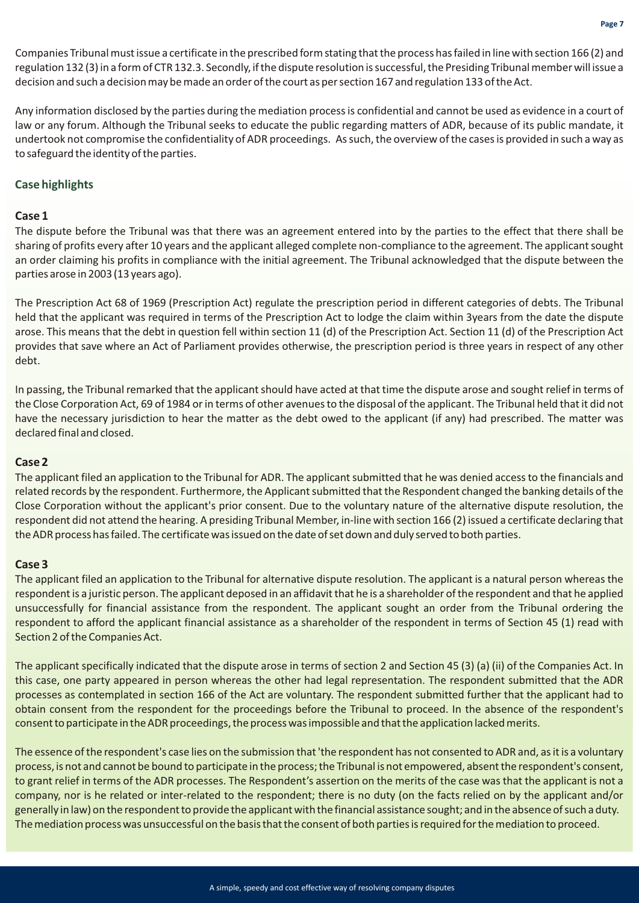Companies Tribunal must issue a certificate in the prescribed form stating that the process has failed in line with section 166 (2) and regulation 132 (3) in a form of CTR 132.3. Secondly, if the dispute resolution is successful, the Presiding Tribunal member will issue a decision and such a decision may be made an order of the court as per section 167 and regulation 133 of the Act.

Any information disclosed by the parties during the mediation process is confidential and cannot be used as evidence in a court of law or any forum. Although the Tribunal seeks to educate the public regarding matters of ADR, because of its public mandate, it undertook not compromise the confidentiality of ADR proceedings. As such, the overview of the cases is provided in such a way as to safeguard the identity of the parties.

## Case highlights

### Case 1

The dispute before the Tribunal was that there was an agreement entered into by the parties to the effect that there shall be sharing of profits every after 10 years and the applicant alleged complete non-compliance to the agreement. The applicant sought an order claiming his profits in compliance with the initial agreement. The Tribunal acknowledged that the dispute between the parties arose in 2003 (13 years ago).

The Prescription Act 68 of 1969 (Prescription Act) regulate the prescription period in different categories of debts. The Tribunal held that the applicant was required in terms of the Prescription Act to lodge the claim within 3years from the date the dispute arose. This means that the debt in question fell within section 11 (d) of the Prescription Act. Section 11 (d) of the Prescription Act provides that save where an Act of Parliament provides otherwise, the prescription period is three years in respect of any other debt.

In passing, the Tribunal remarked that the applicant should have acted at that time the dispute arose and sought relief in terms of the Close Corporation Act, 69 of 1984 or in terms of other avenues to the disposal of the applicant. The Tribunal held that it did not have the necessary jurisdiction to hear the matter as the debt owed to the applicant (if any) had prescribed. The matter was declared final and closed.

### Case 2

The applicant filed an application to the Tribunal for ADR. The applicant submitted that he was denied access to the financials and related records by the respondent. Furthermore, the Applicant submitted that the Respondent changed the banking details of the Close Corporation without the applicant's prior consent. Due to the voluntary nature of the alternative dispute resolution, the respondent did not attend the hearing. A presiding Tribunal Member, in-line with section 166 (2) issued a certificate declaring that the ADR process has failed. The certificate was issued on the date of set down and duly served to both parties.

### Case 3

The applicant filed an application to the Tribunal for alternative dispute resolution. The applicant is a natural person whereas the respondent is a juristic person. The applicant deposed in an affidavit that he is a shareholder of the respondent and that he applied unsuccessfully for financial assistance from the respondent. The applicant sought an order from the Tribunal ordering the respondent to afford the applicant financial assistance as a shareholder of the respondent in terms of Section 45 (1) read with Section 2 of the Companies Act.

The applicant specifically indicated that the dispute arose in terms of section 2 and Section 45 (3) (a) (ii) of the Companies Act. In this case, one party appeared in person whereas the other had legal representation. The respondent submitted that the ADR processes as contemplated in section 166 of the Act are voluntary. The respondent submitted further that the applicant had to obtain consent from the respondent for the proceedings before the Tribunal to proceed. In the absence of the respondent's consent to participate in the ADR proceedings, the process was impossible and that the application lacked merits.

The essence of the respondent's case lies on the submission that 'the respondent has not consented to ADR and, as it is a voluntary process, is not and cannot be bound to participate in the process; the Tribunal is not empowered, absent the respondent's consent, to grant relief in terms of the ADR processes. The Respondent's assertion on the merits of the case was that the applicant is not a company, nor is he related or inter-related to the respondent; there is no duty (on the facts relied on by the applicant and/or generally in law) on the respondent to provide the applicant with the financial assistance sought; and in the absence of such a duty. The mediation process was unsuccessful on the basis that the consent of both parties is required for the mediation to proceed.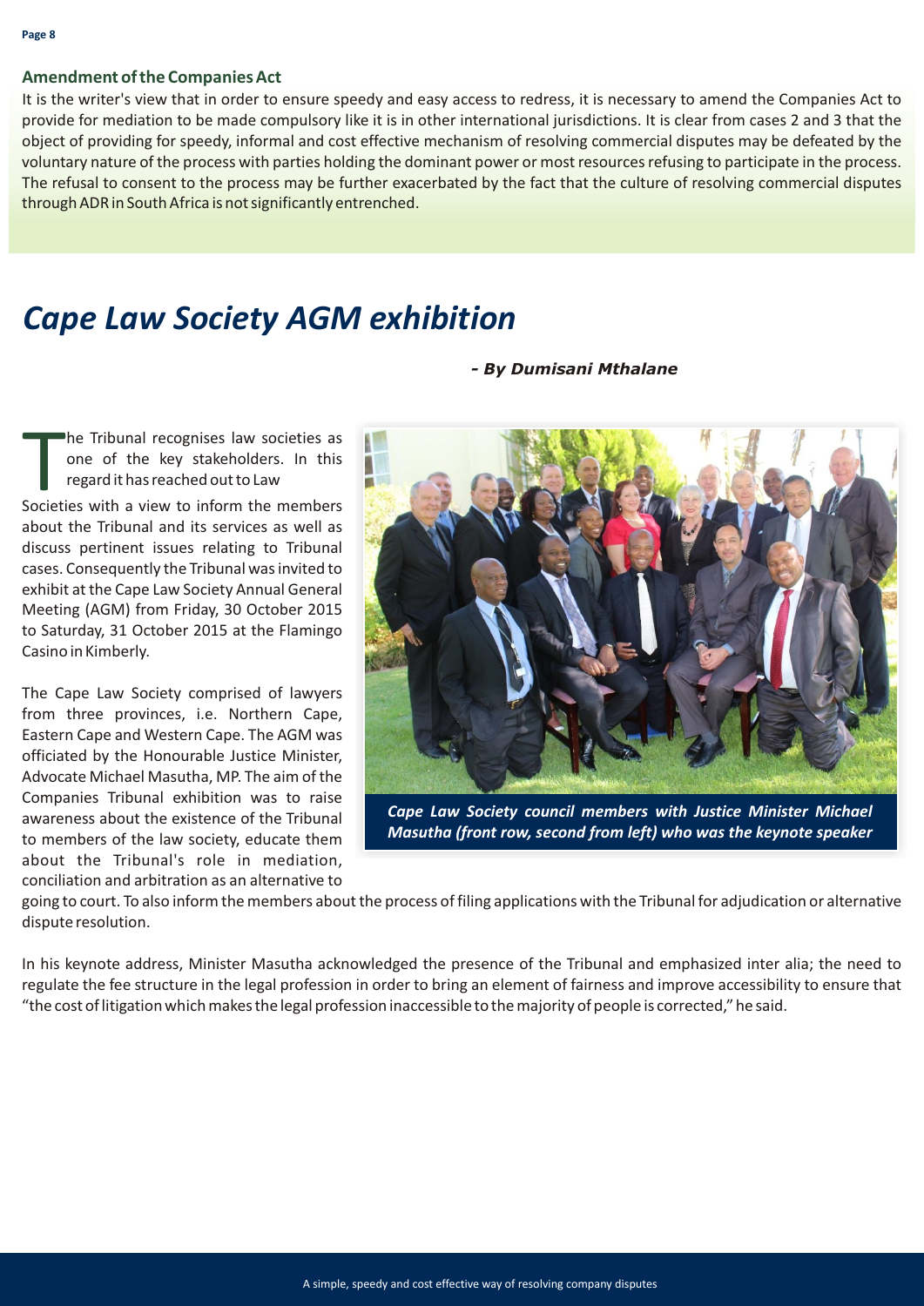### Amendment of the Companies Act

It is the writer's view that in order to ensure speedy and easy access to redress, it is necessary to amend the Companies Act to provide for mediation to be made compulsory like it is in other international jurisdictions. It is clear from cases 2 and 3 that the object of providing for speedy, informal and cost effective mechanism of resolving commercial disputes may be defeated by the voluntary nature of the process with parties holding the dominant power or most resources refusing to participate in the process. The refusal to consent to the process may be further exacerbated by the fact that the culture of resolving commercial disputes through ADR in South Africa is not significantly entrenched.

# *Cape Law Society AGM exhibition*

***- By Dumisani Mthalane***

The Tribunal recognises law societies as one of the key stakeholders. In this regard it has reached out to Law Societies with a view to inform the members about the Tribunal and its services as well as discuss pertinent issues relating to Tribunal cases. Consequently the Tribunal was invited to exhibit at the Cape Law Society Annual General Meeting (AGM) from Friday, 30 October 2015 to Saturday, 31 October 2015 at the Flamingo Casino in Kimberly.

The Cape Law Society comprised of lawyers from three provinces, i.e. Northern Cape, Eastern Cape and Western Cape. The AGM was officiated by the Honourable Justice Minister, Advocate Michael Masutha, MP. The aim of the Companies Tribunal exhibition was to raise awareness about the existence of the Tribunal to members of the law society, educate them about the Tribunal's role in mediation, conciliation and arbitration as an alternative to going to court. To also inform the members about the process of filing applications with the Tribunal for adjudication or alternative dispute resolution.

***Cape Law Society council members with Justice Minister Michael Masutha (front row, second from left) who was the keynote speaker***

In his keynote address, Minister Masutha acknowledged the presence of the Tribunal and emphasized inter alia; the need to regulate the fee structure in the legal profession in order to bring an element of fairness and improve accessibility to ensure that "the cost of litigation which makes the legal profession inaccessible to the majority of people is corrected," he said.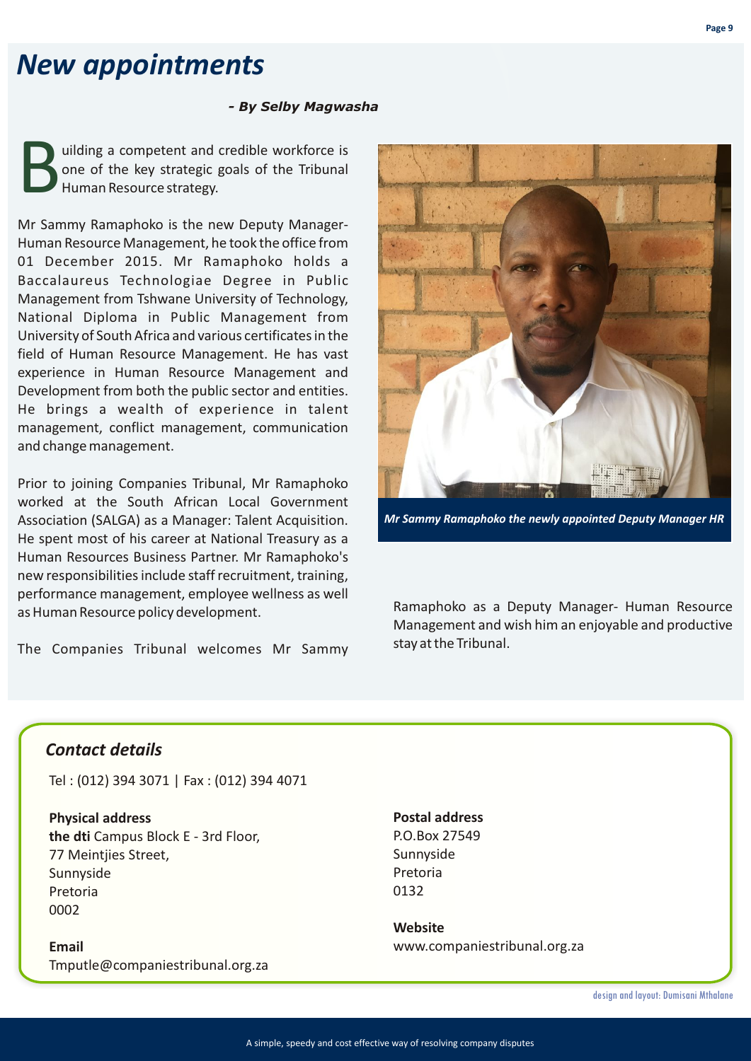# New appointments

***- By Selby Magwasha***

Building a competent and credible workforce is one of the key strategic goals of the Tribunal Human Resource strategy.

Mr Sammy Ramaphoko is the new Deputy Manager- Human Resource Management, he took the office from 01 December 2015. Mr Ramaphoko holds a Baccalaureus Technologiae Degree in Public Management from Tshwane University of Technology, National Diploma in Public Management from University of South Africa and various certificates in the field of Human Resource Management. He has vast experience in Human Resource Management and Development from both the public sector and entities. He brings a wealth of experience in talent management, conflict management, communication and change management.

Prior to joining Companies Tribunal, Mr Ramaphoko worked at the South African Local Government Association (SALGA) as a Manager: Talent Acquisition. He spent most of his career at National Treasury as a Human Resources Business Partner. Mr Ramaphoko's new responsibilities include staff recruitment, training, performance management, employee wellness as well as Human Resource policy development.

The Companies Tribunal welcomes Mr Sammy Ramaphoko as a Deputy Manager- Human Resource Management and wish him an enjoyable and productive stay at the Tribunal.

*Mr Sammy Ramaphoko the newly appointed Deputy Manager HR*

## Contact details

Tel : (012) 394 3071 | Fax : (012) 394 4071

**Physical address**
**the dti** Campus Block E - 3rd Floor,
77 Meintjies Street,
Sunnyside
Pretoria
0002

**Email**
Tmputle@companiestribunal.org.za

**Postal address**
P.O.Box 27549
Sunnyside
Pretoria
0132

**Website**
www.companiestribunal.org.za

design and layout: Dumisani Mthalane

A simple, speedy and cost effective way of resolving company disputes